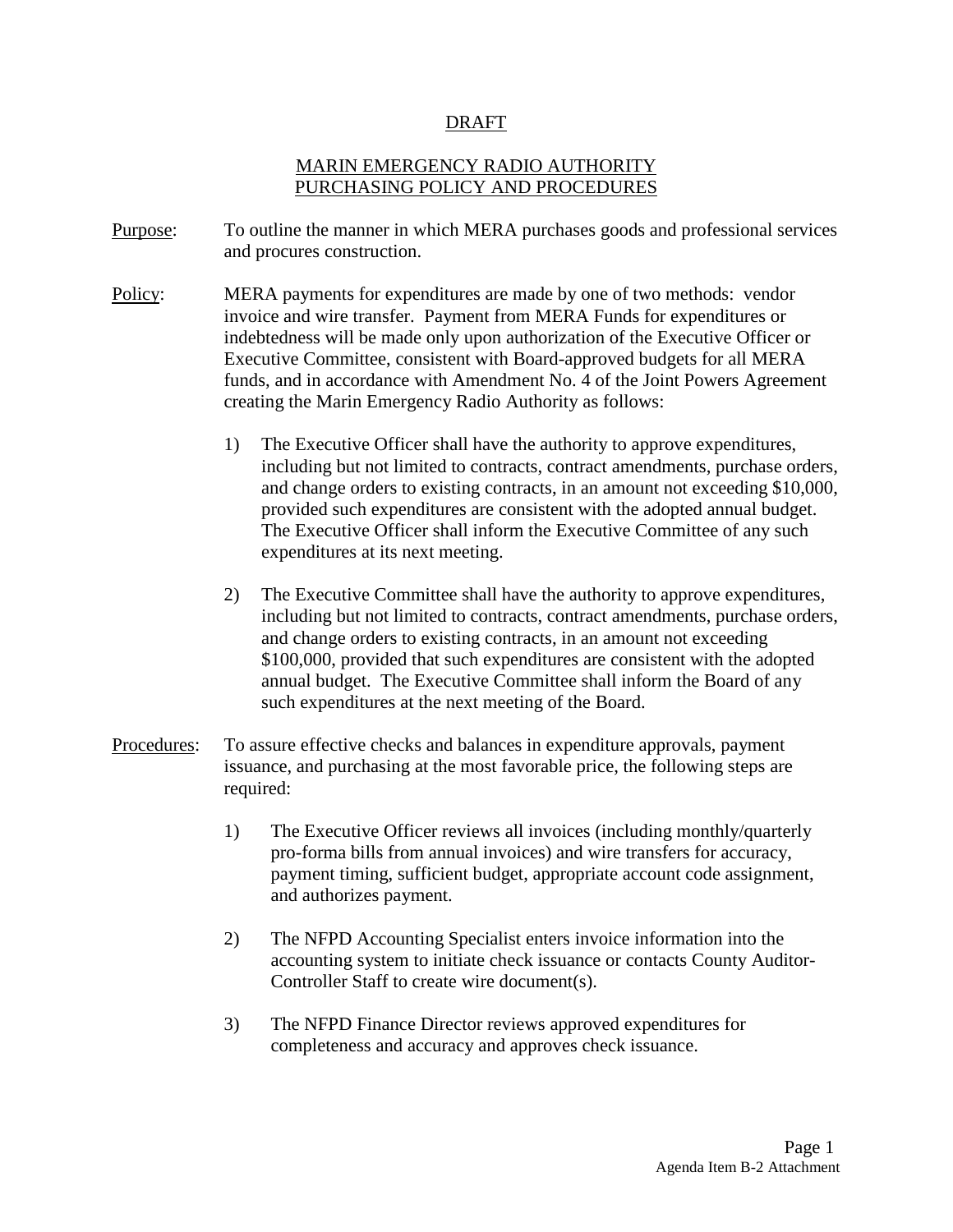DRAFT

# MARIN EMERGENCY RADIO AUTHORITY
# PURCHASING POLICY AND PROCEDURES

Purpose: To outline the manner in which MERA purchases goods and professional services and procures construction.

Policy: MERA payments for expenditures are made by one of two methods: vendor invoice and wire transfer. Payment from MERA Funds for expenditures or indebtedness will be made only upon authorization of the Executive Officer or Executive Committee, consistent with Board-approved budgets for all MERA funds, and in accordance with Amendment No. 4 of the Joint Powers Agreement creating the Marin Emergency Radio Authority as follows:

1) The Executive Officer shall have the authority to approve expenditures, including but not limited to contracts, contract amendments, purchase orders, and change orders to existing contracts, in an amount not exceeding $10,000, provided such expenditures are consistent with the adopted annual budget. The Executive Officer shall inform the Executive Committee of any such expenditures at its next meeting.

2) The Executive Committee shall have the authority to approve expenditures, including but not limited to contracts, contract amendments, purchase orders, and change orders to existing contracts, in an amount not exceeding $100,000, provided that such expenditures are consistent with the adopted annual budget. The Executive Committee shall inform the Board of any such expenditures at the next meeting of the Board.

Procedures: To assure effective checks and balances in expenditure approvals, payment issuance, and purchasing at the most favorable price, the following steps are required:

1) The Executive Officer reviews all invoices (including monthly/quarterly pro-forma bills from annual invoices) and wire transfers for accuracy, payment timing, sufficient budget, appropriate account code assignment, and authorizes payment.

2) The NFPD Accounting Specialist enters invoice information into the accounting system to initiate check issuance or contacts County Auditor-Controller Staff to create wire document(s).

3) The NFPD Finance Director reviews approved expenditures for completeness and accuracy and approves check issuance.

Agenda Item B-2 Attachment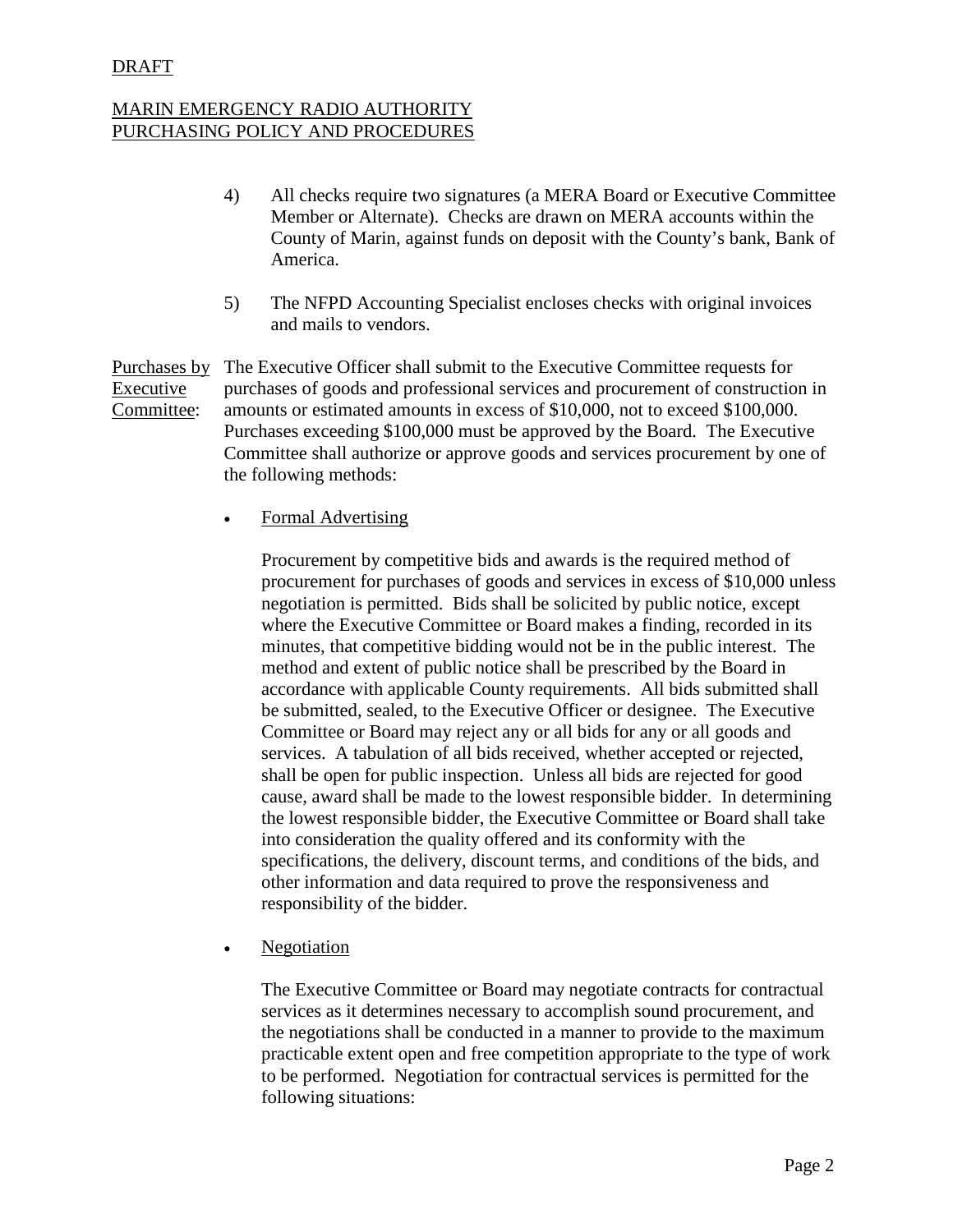DRAFT

MARIN EMERGENCY RADIO AUTHORITY
PURCHASING POLICY AND PROCEDURES

4) All checks require two signatures (a MERA Board or Executive Committee Member or Alternate). Checks are drawn on MERA accounts within the County of Marin, against funds on deposit with the County's bank, Bank of America.

5) The NFPD Accounting Specialist encloses checks with original invoices and mails to vendors.

Purchases by Executive Committee: The Executive Officer shall submit to the Executive Committee requests for purchases of goods and professional services and procurement of construction in amounts or estimated amounts in excess of $10,000, not to exceed $100,000. Purchases exceeding $100,000 must be approved by the Board. The Executive Committee shall authorize or approve goods and services procurement by one of the following methods:

- Formal Advertising

  Procurement by competitive bids and awards is the required method of procurement for purchases of goods and services in excess of $10,000 unless negotiation is permitted. Bids shall be solicited by public notice, except where the Executive Committee or Board makes a finding, recorded in its minutes, that competitive bidding would not be in the public interest. The method and extent of public notice shall be prescribed by the Board in accordance with applicable County requirements. All bids submitted shall be submitted, sealed, to the Executive Officer or designee. The Executive Committee or Board may reject any or all bids for any or all goods and services. A tabulation of all bids received, whether accepted or rejected, shall be open for public inspection. Unless all bids are rejected for good cause, award shall be made to the lowest responsible bidder. In determining the lowest responsible bidder, the Executive Committee or Board shall take into consideration the quality offered and its conformity with the specifications, the delivery, discount terms, and conditions of the bids, and other information and data required to prove the responsiveness and responsibility of the bidder.

- Negotiation

  The Executive Committee or Board may negotiate contracts for contractual services as it determines necessary to accomplish sound procurement, and the negotiations shall be conducted in a manner to provide to the maximum practicable extent open and free competition appropriate to the type of work to be performed. Negotiation for contractual services is permitted for the following situations: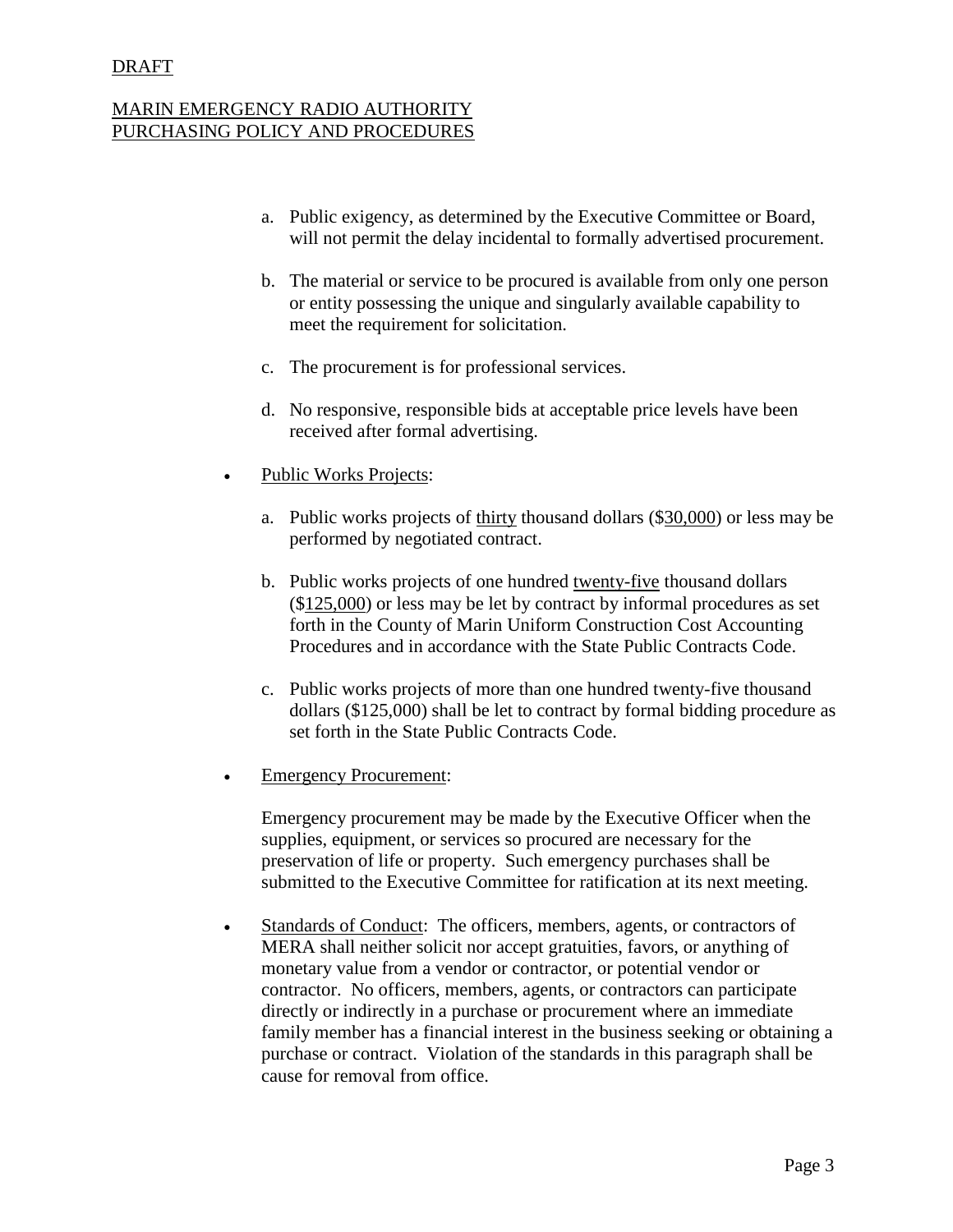a. Public exigency, as determined by the Executive Committee or Board, will not permit the delay incidental to formally advertised procurement.

b. The material or service to be procured is available from only one person or entity possessing the unique and singularly available capability to meet the requirement for solicitation.

c. The procurement is for professional services.

d. No responsive, responsible bids at acceptable price levels have been received after formal advertising.

- <u>Public Works Projects</u>:

  a. Public works projects of <u>thirty</u> thousand dollars ($<u>30,000</u>) or less may be performed by negotiated contract.

  b. Public works projects of one hundred <u>twenty-five</u> thousand dollars ($<u>125,000</u>) or less may be let by contract by informal procedures as set forth in the County of Marin Uniform Construction Cost Accounting Procedures and in accordance with the State Public Contracts Code.

  c. Public works projects of more than one hundred twenty-five thousand dollars ($125,000) shall be let to contract by formal bidding procedure as set forth in the State Public Contracts Code.

- <u>Emergency Procurement</u>:

  Emergency procurement may be made by the Executive Officer when the supplies, equipment, or services so procured are necessary for the preservation of life or property. Such emergency purchases shall be submitted to the Executive Committee for ratification at its next meeting.

- <u>Standards of Conduct</u>: The officers, members, agents, or contractors of MERA shall neither solicit nor accept gratuities, favors, or anything of monetary value from a vendor or contractor, or potential vendor or contractor. No officers, members, agents, or contractors can participate directly or indirectly in a purchase or procurement where an immediate family member has a financial interest in the business seeking or obtaining a purchase or contract. Violation of the standards in this paragraph shall be cause for removal from office.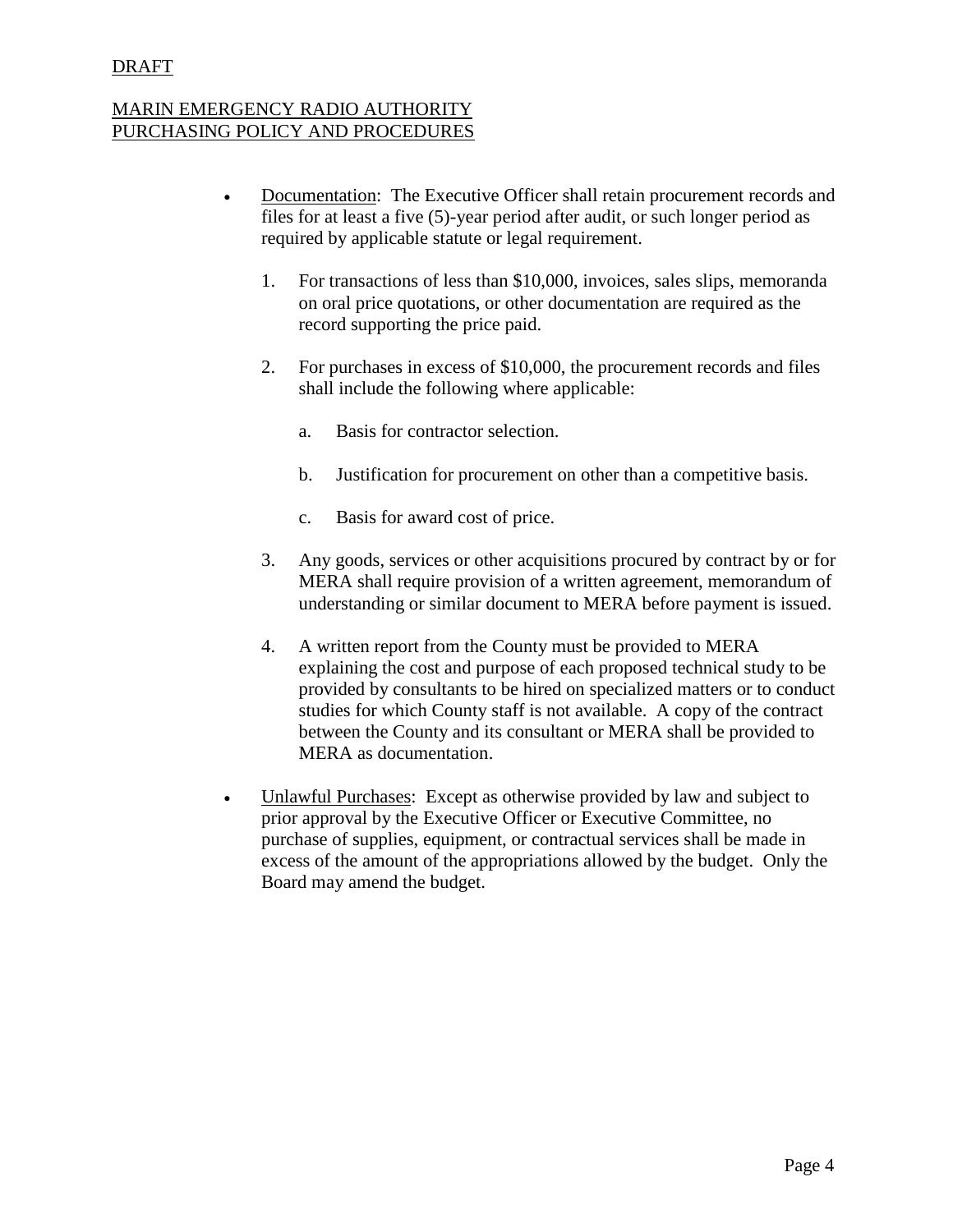- Documentation: The Executive Officer shall retain procurement records and files for at least a five (5)-year period after audit, or such longer period as required by applicable statute or legal requirement.

  1. For transactions of less than $10,000, invoices, sales slips, memoranda on oral price quotations, or other documentation are required as the record supporting the price paid.

  2. For purchases in excess of $10,000, the procurement records and files shall include the following where applicable:

     a. Basis for contractor selection.

     b. Justification for procurement on other than a competitive basis.

     c. Basis for award cost of price.

  3. Any goods, services or other acquisitions procured by contract by or for MERA shall require provision of a written agreement, memorandum of understanding or similar document to MERA before payment is issued.

  4. A written report from the County must be provided to MERA explaining the cost and purpose of each proposed technical study to be provided by consultants to be hired on specialized matters or to conduct studies for which County staff is not available. A copy of the contract between the County and its consultant or MERA shall be provided to MERA as documentation.

- Unlawful Purchases: Except as otherwise provided by law and subject to prior approval by the Executive Officer or Executive Committee, no purchase of supplies, equipment, or contractual services shall be made in excess of the amount of the appropriations allowed by the budget. Only the Board may amend the budget.